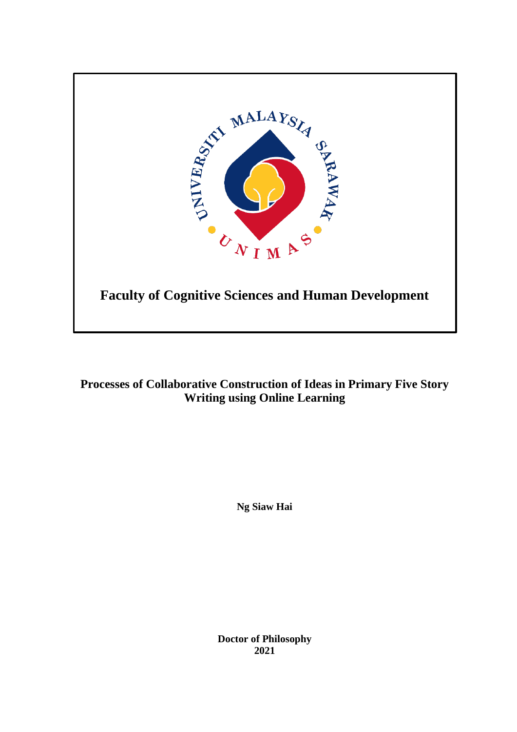UNIVERSITI MALAYSIA SARAWAK

UNIMAS

**Faculty of Cognitive Sciences and Human Development**

# Processes of Collaborative Construction of Ideas in Primary Five Story Writing using Online Learning

**Ng Siaw Hai**

**Doctor of Philosophy**
**2021**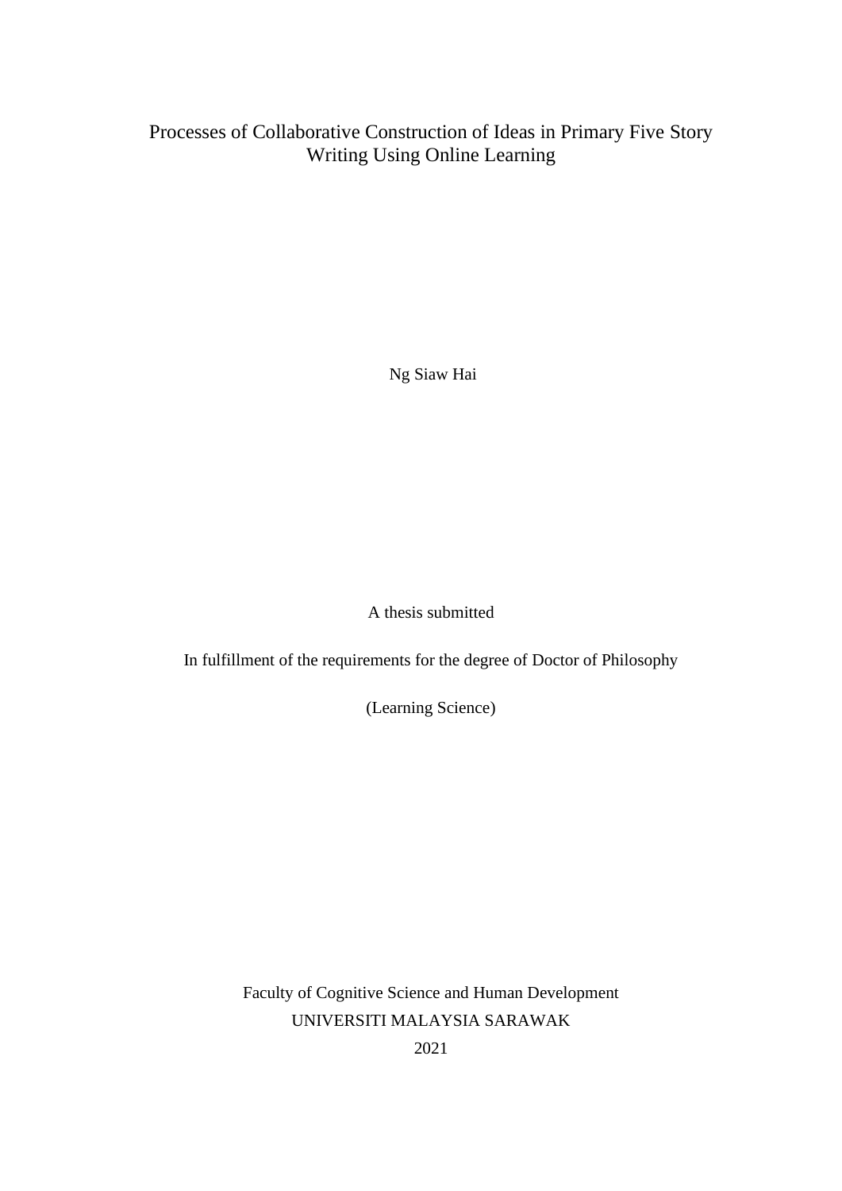# Processes of Collaborative Construction of Ideas in Primary Five Story Writing Using Online Learning

Ng Siaw Hai

A thesis submitted

In fulfillment of the requirements for the degree of Doctor of Philosophy

(Learning Science)

Faculty of Cognitive Science and Human Development

UNIVERSITI MALAYSIA SARAWAK

2021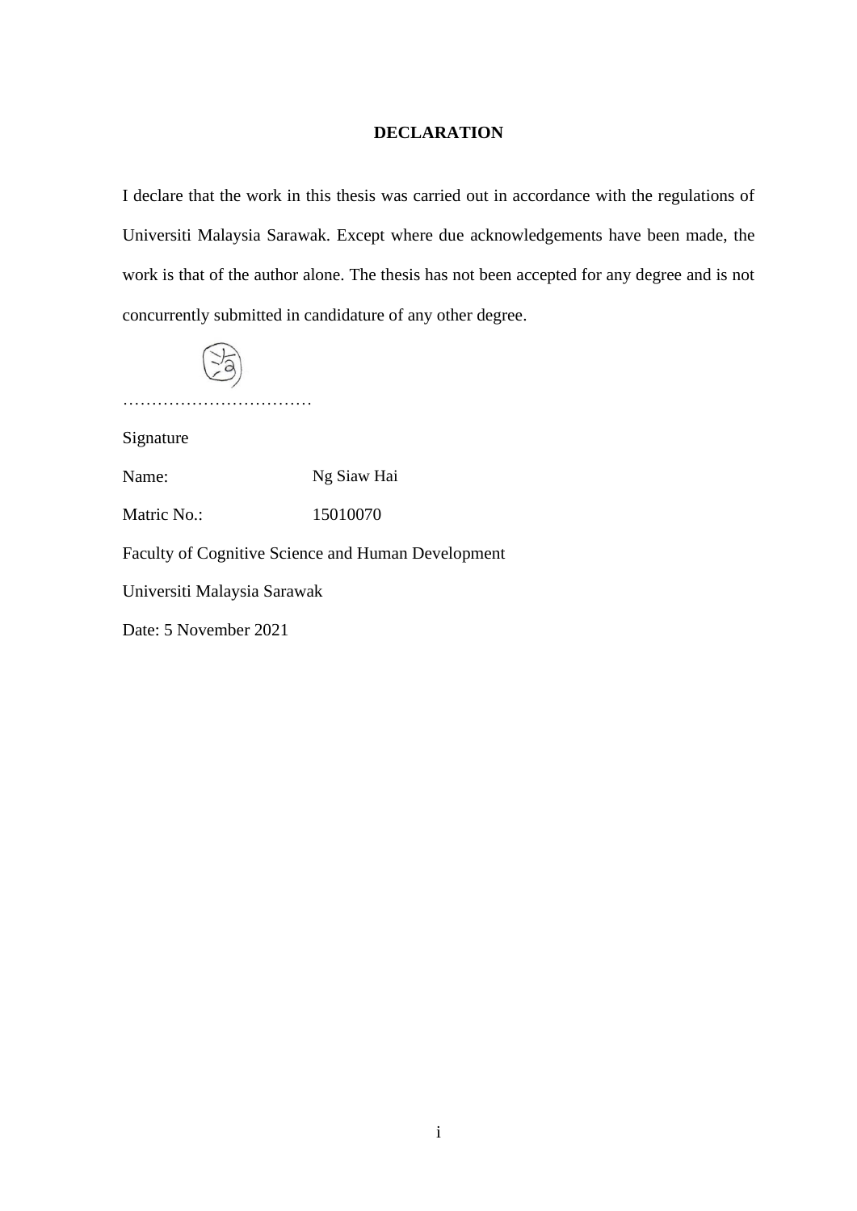# DECLARATION

I declare that the work in this thesis was carried out in accordance with the regulations of Universiti Malaysia Sarawak. Except where due acknowledgements have been made, the work is that of the author alone. The thesis has not been accepted for any degree and is not concurrently submitted in candidature of any other degree.

……………………………

Signature

Name: Ng Siaw Hai

Matric No.: 15010070

Faculty of Cognitive Science and Human Development

Universiti Malaysia Sarawak

Date: 5 November 2021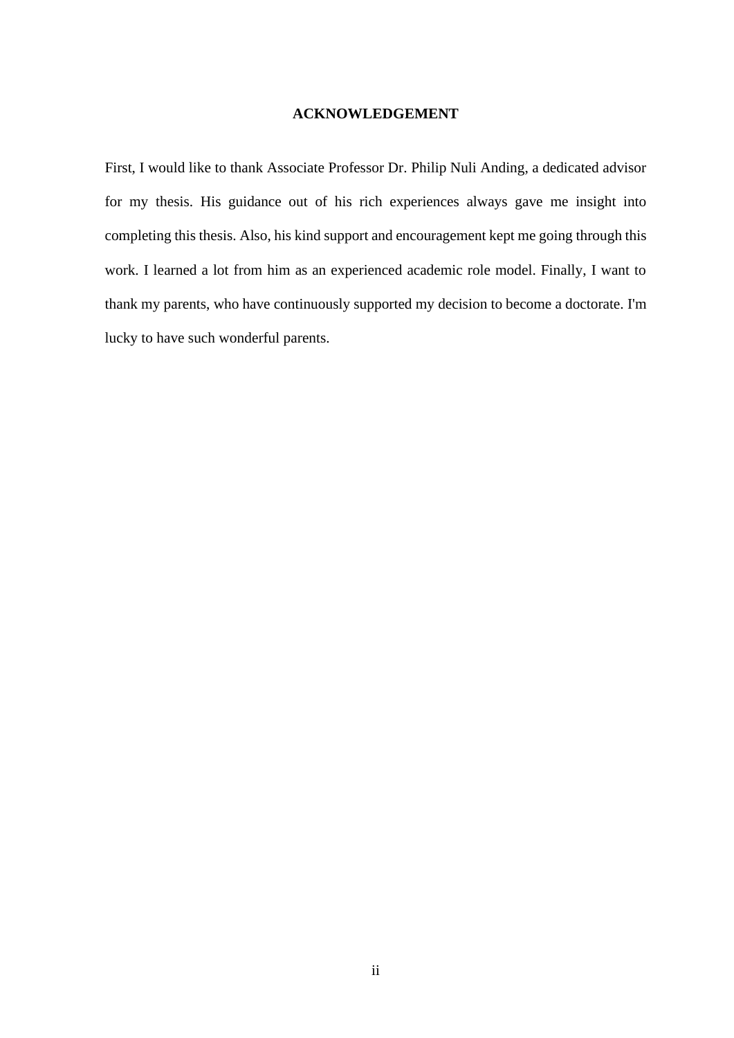# ACKNOWLEDGEMENT

First, I would like to thank Associate Professor Dr. Philip Nuli Anding, a dedicated advisor for my thesis. His guidance out of his rich experiences always gave me insight into completing this thesis. Also, his kind support and encouragement kept me going through this work. I learned a lot from him as an experienced academic role model. Finally, I want to thank my parents, who have continuously supported my decision to become a doctorate. I'm lucky to have such wonderful parents.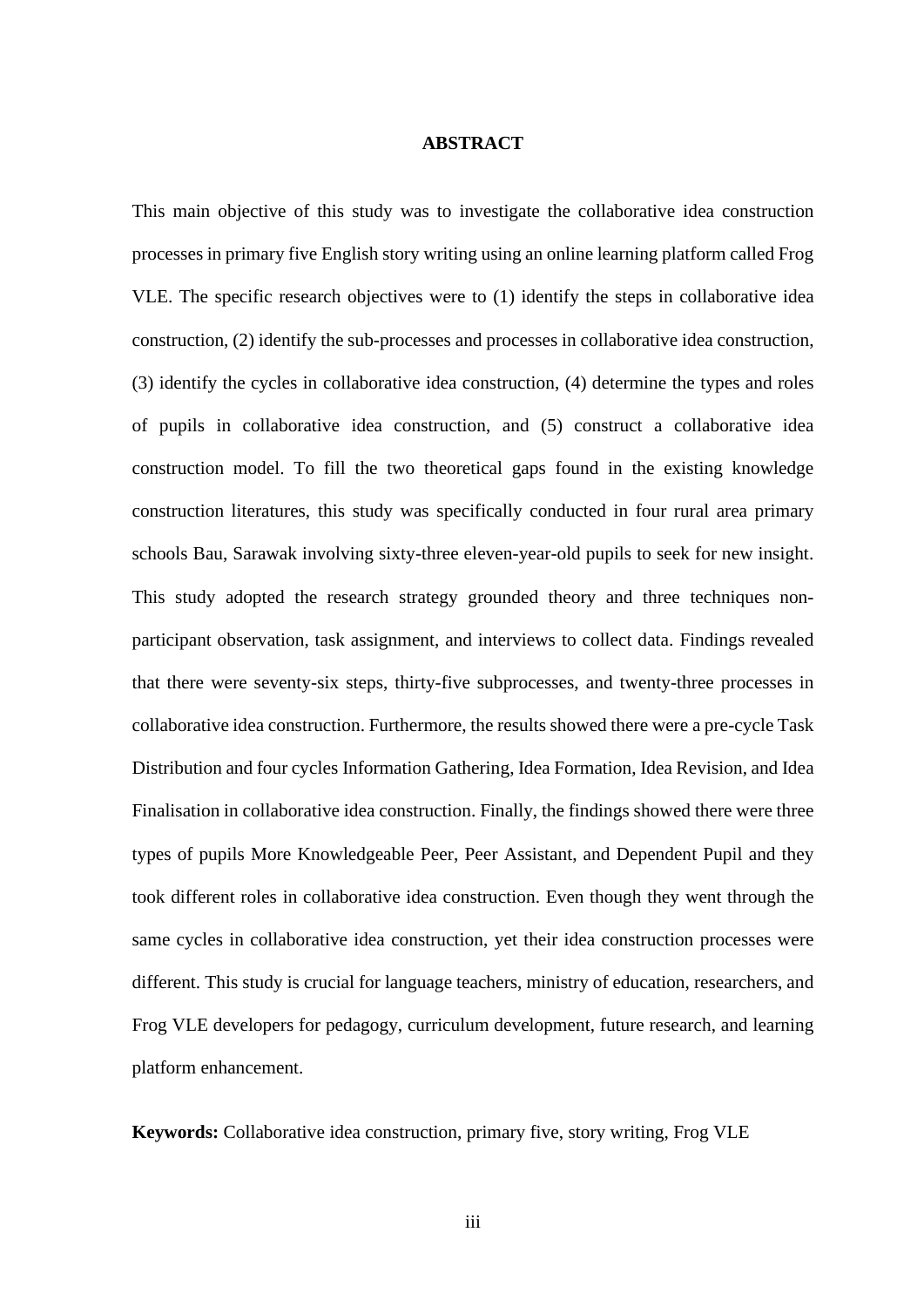# ABSTRACT

This main objective of this study was to investigate the collaborative idea construction processes in primary five English story writing using an online learning platform called Frog VLE. The specific research objectives were to (1) identify the steps in collaborative idea construction, (2) identify the sub-processes and processes in collaborative idea construction, (3) identify the cycles in collaborative idea construction, (4) determine the types and roles of pupils in collaborative idea construction, and (5) construct a collaborative idea construction model. To fill the two theoretical gaps found in the existing knowledge construction literatures, this study was specifically conducted in four rural area primary schools Bau, Sarawak involving sixty-three eleven-year-old pupils to seek for new insight. This study adopted the research strategy grounded theory and three techniques non-participant observation, task assignment, and interviews to collect data. Findings revealed that there were seventy-six steps, thirty-five subprocesses, and twenty-three processes in collaborative idea construction. Furthermore, the results showed there were a pre-cycle Task Distribution and four cycles Information Gathering, Idea Formation, Idea Revision, and Idea Finalisation in collaborative idea construction. Finally, the findings showed there were three types of pupils More Knowledgeable Peer, Peer Assistant, and Dependent Pupil and they took different roles in collaborative idea construction. Even though they went through the same cycles in collaborative idea construction, yet their idea construction processes were different. This study is crucial for language teachers, ministry of education, researchers, and Frog VLE developers for pedagogy, curriculum development, future research, and learning platform enhancement.

**Keywords:** Collaborative idea construction, primary five, story writing, Frog VLE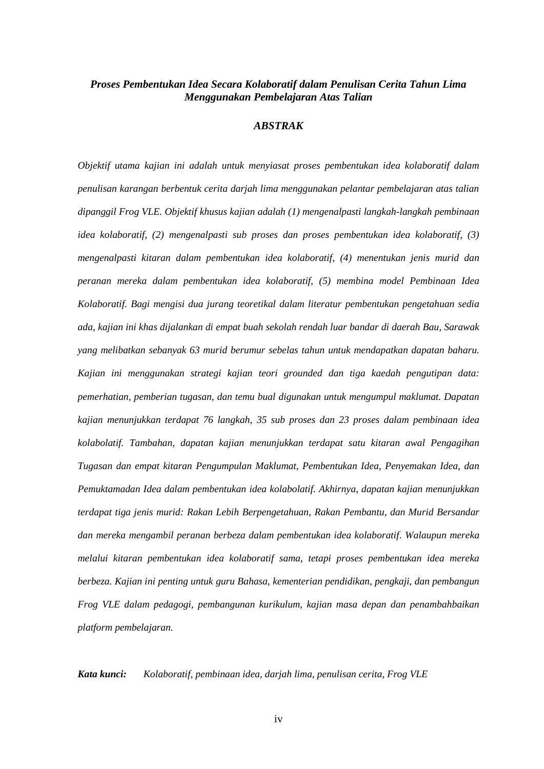***Proses Pembentukan Idea Secara Kolaboratif dalam Penulisan Cerita Tahun Lima Menggunakan Pembelajaran Atas Talian***

## *ABSTRAK*

*Objektif utama kajian ini adalah untuk menyiasat proses pembentukan idea kolaboratif dalam penulisan karangan berbentuk cerita darjah lima menggunakan pelantar pembelajaran atas talian dipanggil Frog VLE. Objektif khusus kajian adalah (1) mengenalpasti langkah-langkah pembinaan idea kolaboratif, (2) mengenalpasti sub proses dan proses pembentukan idea kolaboratif, (3) mengenalpasti kitaran dalam pembentukan idea kolaboratif, (4) menentukan jenis murid dan peranan mereka dalam pembentukan idea kolaboratif, (5) membina model Pembinaan Idea Kolaboratif. Bagi mengisi dua jurang teoretikal dalam literatur pembentukan pengetahuan sedia ada, kajian ini khas dijalankan di empat buah sekolah rendah luar bandar di daerah Bau, Sarawak yang melibatkan sebanyak 63 murid berumur sebelas tahun untuk mendapatkan dapatan baharu. Kajian ini menggunakan strategi kajian teori grounded dan tiga kaedah pengutipan data: pemerhatian, pemberian tugasan, dan temu bual digunakan untuk mengumpul maklumat. Dapatan kajian menunjukkan terdapat 76 langkah, 35 sub proses dan 23 proses dalam pembinaan idea kolabolatif. Tambahan, dapatan kajian menunjukkan terdapat satu kitaran awal Pengagihan Tugasan dan empat kitaran Pengumpulan Maklumat, Pembentukan Idea, Penyemakan Idea, dan Pemuktamadan Idea dalam pembentukan idea kolabolatif. Akhirnya, dapatan kajian menunjukkan terdapat tiga jenis murid: Rakan Lebih Berpengetahuan, Rakan Pembantu, dan Murid Bersandar dan mereka mengambil peranan berbeza dalam pembentukan idea kolaboratif. Walaupun mereka melalui kitaran pembentukan idea kolaboratif sama, tetapi proses pembentukan idea mereka berbeza. Kajian ini penting untuk guru Bahasa, kementerian pendidikan, pengkaji, dan pembangun Frog VLE dalam pedagogi, pembangunan kurikulum, kajian masa depan dan penambahbaikan platform pembelajaran.*

***Kata kunci:*** *Kolaboratif, pembinaan idea, darjah lima, penulisan cerita, Frog VLE*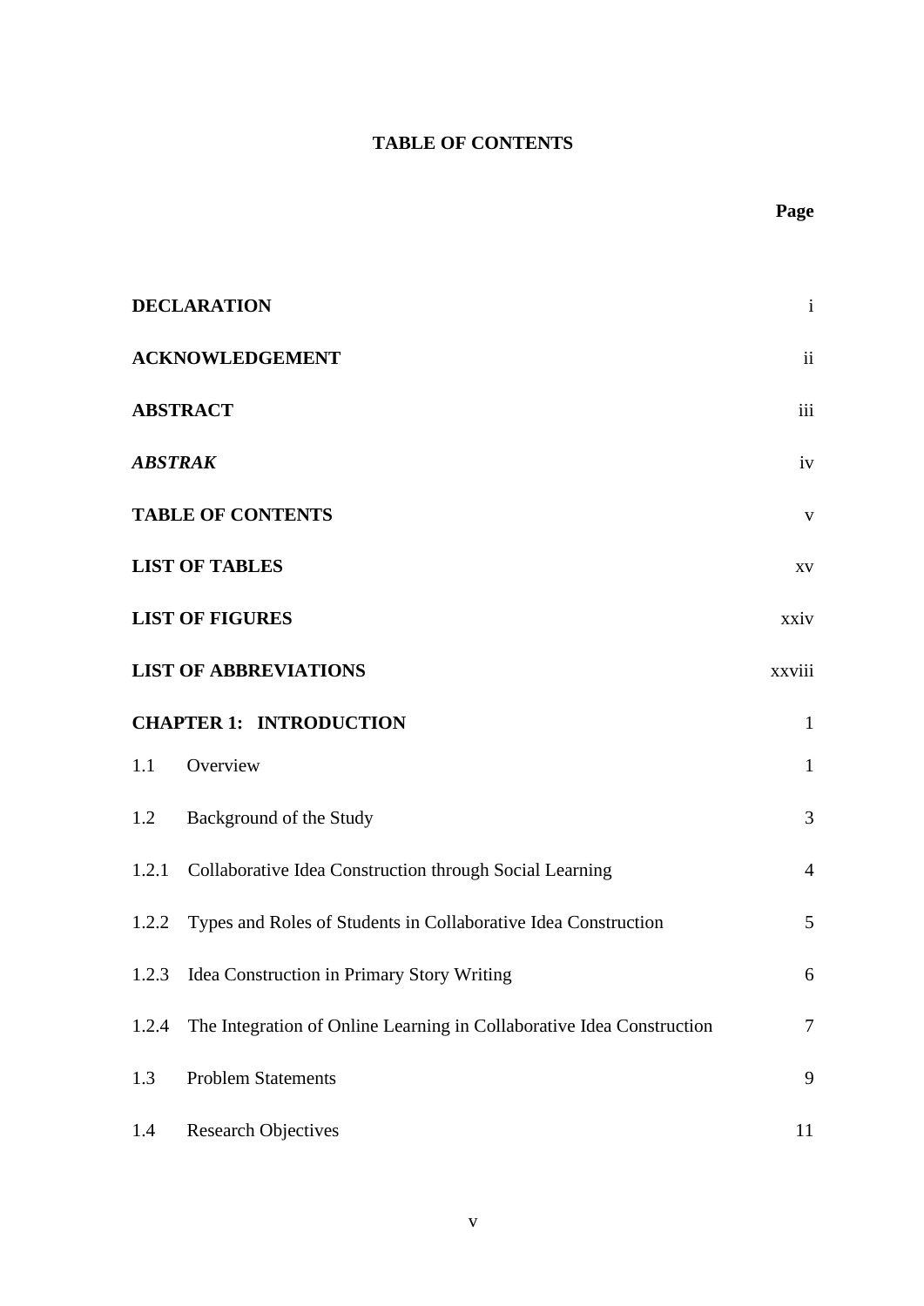# TABLE OF CONTENTS

| | Page |
|---|---|
| **DECLARATION** | i |
| **ACKNOWLEDGEMENT** | ii |
| **ABSTRACT** | iii |
| ***ABSTRAK*** | iv |
| **TABLE OF CONTENTS** | v |
| **LIST OF TABLES** | xv |
| **LIST OF FIGURES** | xxiv |
| **LIST OF ABBREVIATIONS** | xxviii |
| **CHAPTER 1: INTRODUCTION** | 1 |
| 1.1 Overview | 1 |
| 1.2 Background of the Study | 3 |
| 1.2.1 Collaborative Idea Construction through Social Learning | 4 |
| 1.2.2 Types and Roles of Students in Collaborative Idea Construction | 5 |
| 1.2.3 Idea Construction in Primary Story Writing | 6 |
| 1.2.4 The Integration of Online Learning in Collaborative Idea Construction | 7 |
| 1.3 Problem Statements | 9 |
| 1.4 Research Objectives | 11 |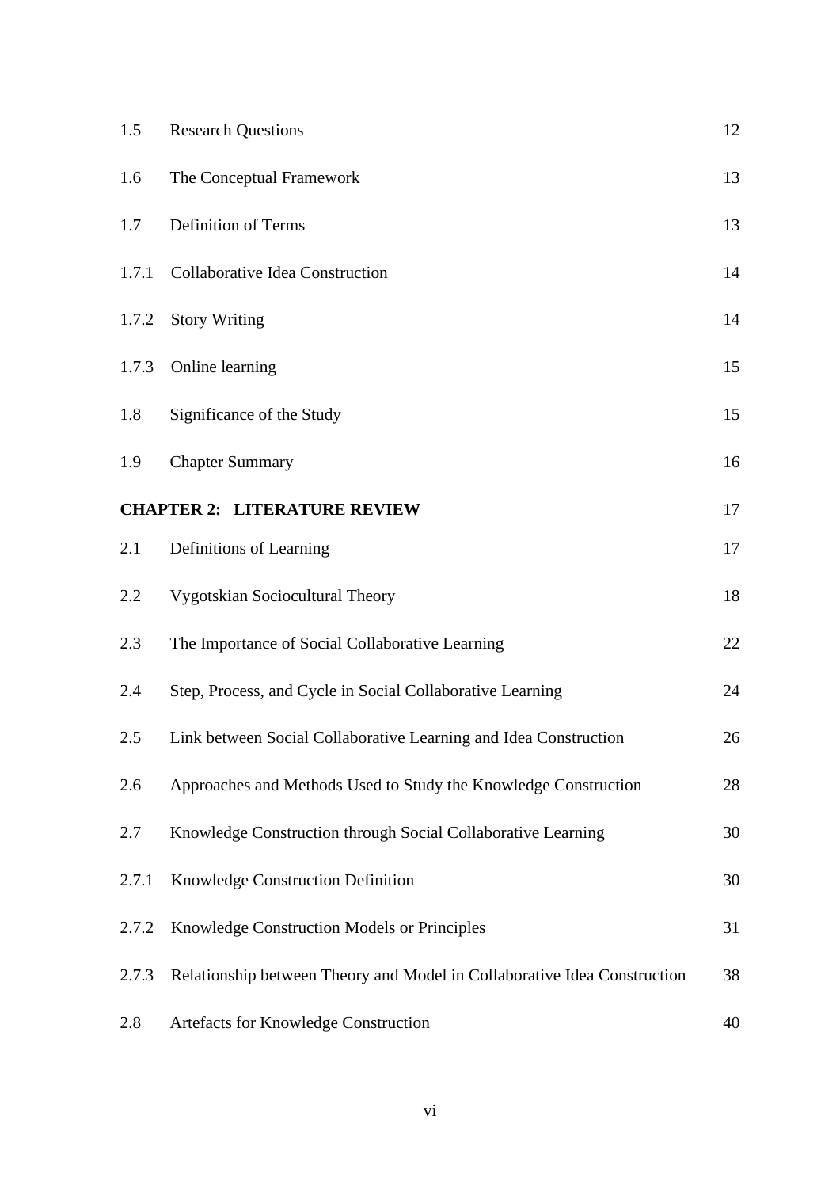| | | |
|---|---|---|
| 1.5 | Research Questions | 12 |
| 1.6 | The Conceptual Framework | 13 |
| 1.7 | Definition of Terms | 13 |
| 1.7.1 | Collaborative Idea Construction | 14 |
| 1.7.2 | Story Writing | 14 |
| 1.7.3 | Online learning | 15 |
| 1.8 | Significance of the Study | 15 |
| 1.9 | Chapter Summary | 16 |
| **CHAPTER 2:** | **LITERATURE REVIEW** | 17 |
| 2.1 | Definitions of Learning | 17 |
| 2.2 | Vygotskian Sociocultural Theory | 18 |
| 2.3 | The Importance of Social Collaborative Learning | 22 |
| 2.4 | Step, Process, and Cycle in Social Collaborative Learning | 24 |
| 2.5 | Link between Social Collaborative Learning and Idea Construction | 26 |
| 2.6 | Approaches and Methods Used to Study the Knowledge Construction | 28 |
| 2.7 | Knowledge Construction through Social Collaborative Learning | 30 |
| 2.7.1 | Knowledge Construction Definition | 30 |
| 2.7.2 | Knowledge Construction Models or Principles | 31 |
| 2.7.3 | Relationship between Theory and Model in Collaborative Idea Construction | 38 |
| 2.8 | Artefacts for Knowledge Construction | 40 |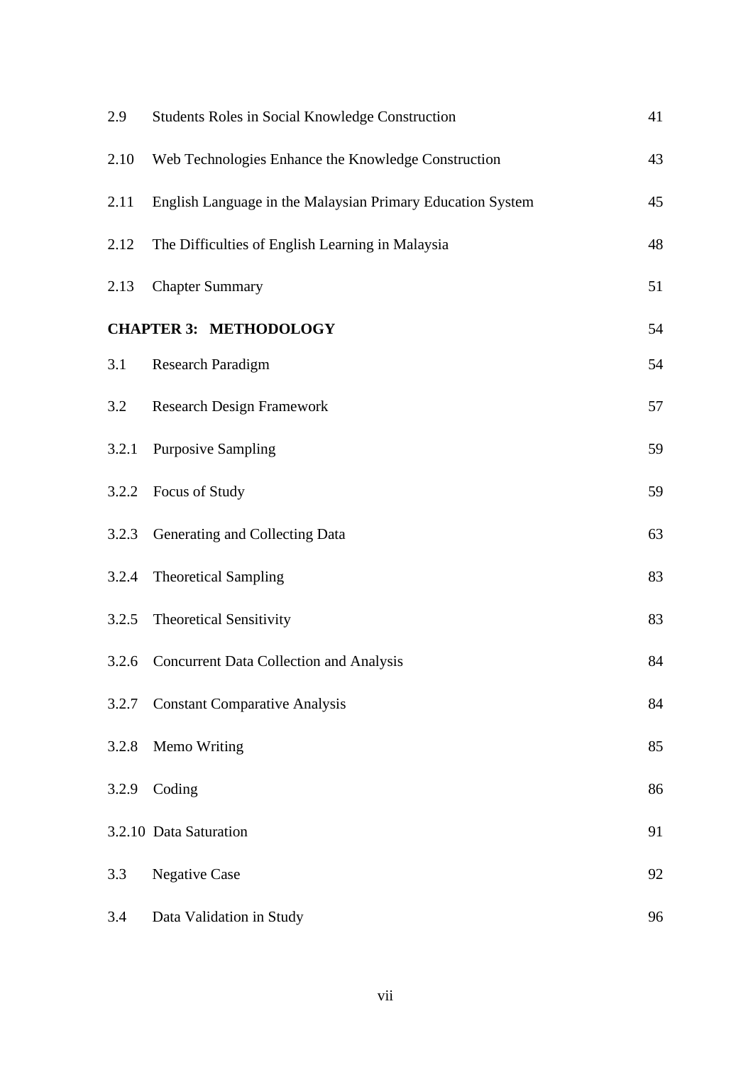| | | |
|---|---|---|
| 2.9 | Students Roles in Social Knowledge Construction | 41 |
| 2.10 | Web Technologies Enhance the Knowledge Construction | 43 |
| 2.11 | English Language in the Malaysian Primary Education System | 45 |
| 2.12 | The Difficulties of English Learning in Malaysia | 48 |
| 2.13 | Chapter Summary | 51 |
| **CHAPTER 3:** | **METHODOLOGY** | 54 |
| 3.1 | Research Paradigm | 54 |
| 3.2 | Research Design Framework | 57 |
| 3.2.1 | Purposive Sampling | 59 |
| 3.2.2 | Focus of Study | 59 |
| 3.2.3 | Generating and Collecting Data | 63 |
| 3.2.4 | Theoretical Sampling | 83 |
| 3.2.5 | Theoretical Sensitivity | 83 |
| 3.2.6 | Concurrent Data Collection and Analysis | 84 |
| 3.2.7 | Constant Comparative Analysis | 84 |
| 3.2.8 | Memo Writing | 85 |
| 3.2.9 | Coding | 86 |
| 3.2.10 | Data Saturation | 91 |
| 3.3 | Negative Case | 92 |
| 3.4 | Data Validation in Study | 96 |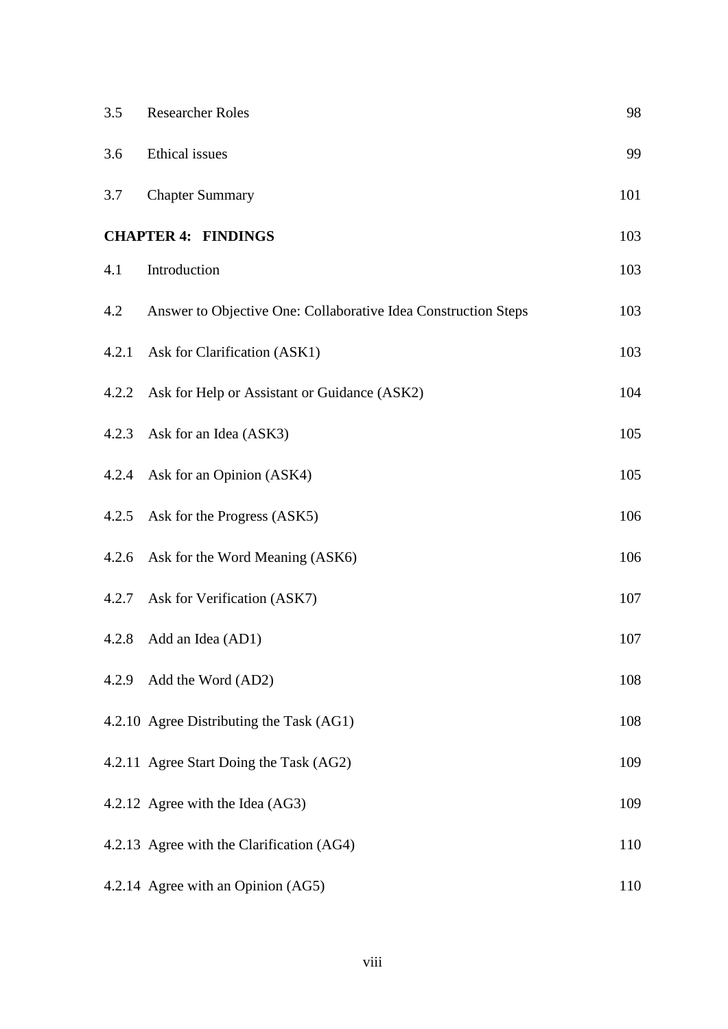| | | |
|---|---|---|
| 3.5 | Researcher Roles | 98 |
| 3.6 | Ethical issues | 99 |
| 3.7 | Chapter Summary | 101 |
| **CHAPTER 4: FINDINGS** | | 103 |
| 4.1 | Introduction | 103 |
| 4.2 | Answer to Objective One: Collaborative Idea Construction Steps | 103 |
| 4.2.1 | Ask for Clarification (ASK1) | 103 |
| 4.2.2 | Ask for Help or Assistant or Guidance (ASK2) | 104 |
| 4.2.3 | Ask for an Idea (ASK3) | 105 |
| 4.2.4 | Ask for an Opinion (ASK4) | 105 |
| 4.2.5 | Ask for the Progress (ASK5) | 106 |
| 4.2.6 | Ask for the Word Meaning (ASK6) | 106 |
| 4.2.7 | Ask for Verification (ASK7) | 107 |
| 4.2.8 | Add an Idea (AD1) | 107 |
| 4.2.9 | Add the Word (AD2) | 108 |
| 4.2.10 | Agree Distributing the Task (AG1) | 108 |
| 4.2.11 | Agree Start Doing the Task (AG2) | 109 |
| 4.2.12 | Agree with the Idea (AG3) | 109 |
| 4.2.13 | Agree with the Clarification (AG4) | 110 |
| 4.2.14 | Agree with an Opinion (AG5) | 110 |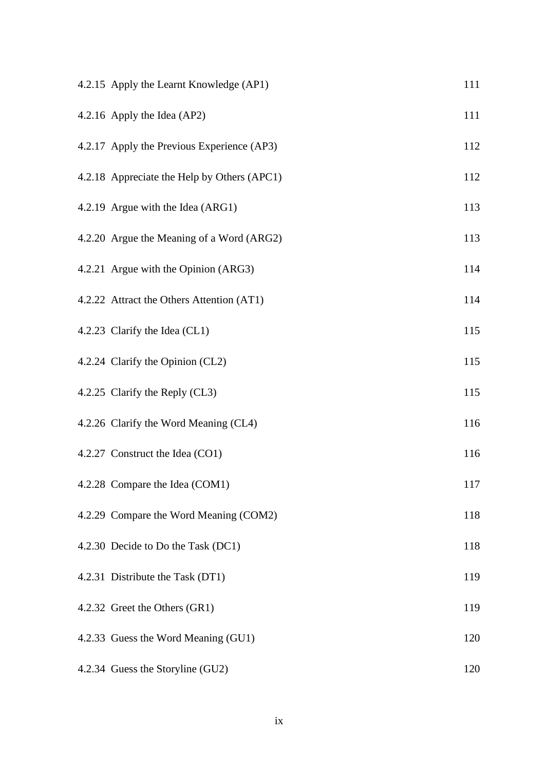| | |
|---|---|
| 4.2.15 Apply the Learnt Knowledge (AP1) | 111 |
| 4.2.16 Apply the Idea (AP2) | 111 |
| 4.2.17 Apply the Previous Experience (AP3) | 112 |
| 4.2.18 Appreciate the Help by Others (APC1) | 112 |
| 4.2.19 Argue with the Idea (ARG1) | 113 |
| 4.2.20 Argue the Meaning of a Word (ARG2) | 113 |
| 4.2.21 Argue with the Opinion (ARG3) | 114 |
| 4.2.22 Attract the Others Attention (AT1) | 114 |
| 4.2.23 Clarify the Idea (CL1) | 115 |
| 4.2.24 Clarify the Opinion (CL2) | 115 |
| 4.2.25 Clarify the Reply (CL3) | 115 |
| 4.2.26 Clarify the Word Meaning (CL4) | 116 |
| 4.2.27 Construct the Idea (CO1) | 116 |
| 4.2.28 Compare the Idea (COM1) | 117 |
| 4.2.29 Compare the Word Meaning (COM2) | 118 |
| 4.2.30 Decide to Do the Task (DC1) | 118 |
| 4.2.31 Distribute the Task (DT1) | 119 |
| 4.2.32 Greet the Others (GR1) | 119 |
| 4.2.33 Guess the Word Meaning (GU1) | 120 |
| 4.2.34 Guess the Storyline (GU2) | 120 |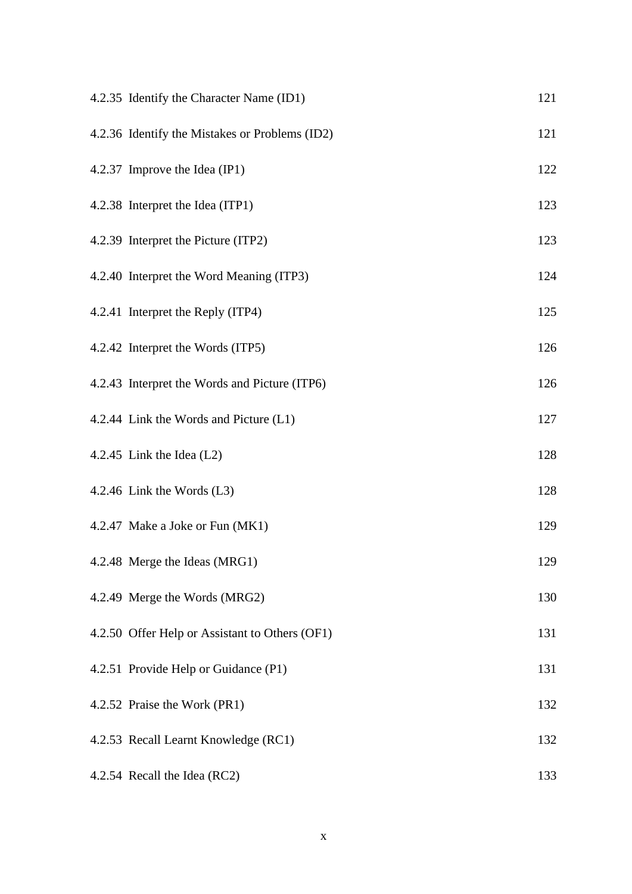| | |
|---|---|
| 4.2.35 Identify the Character Name (ID1) | 121 |
| 4.2.36 Identify the Mistakes or Problems (ID2) | 121 |
| 4.2.37 Improve the Idea (IP1) | 122 |
| 4.2.38 Interpret the Idea (ITP1) | 123 |
| 4.2.39 Interpret the Picture (ITP2) | 123 |
| 4.2.40 Interpret the Word Meaning (ITP3) | 124 |
| 4.2.41 Interpret the Reply (ITP4) | 125 |
| 4.2.42 Interpret the Words (ITP5) | 126 |
| 4.2.43 Interpret the Words and Picture (ITP6) | 126 |
| 4.2.44 Link the Words and Picture (L1) | 127 |
| 4.2.45 Link the Idea (L2) | 128 |
| 4.2.46 Link the Words (L3) | 128 |
| 4.2.47 Make a Joke or Fun (MK1) | 129 |
| 4.2.48 Merge the Ideas (MRG1) | 129 |
| 4.2.49 Merge the Words (MRG2) | 130 |
| 4.2.50 Offer Help or Assistant to Others (OF1) | 131 |
| 4.2.51 Provide Help or Guidance (P1) | 131 |
| 4.2.52 Praise the Work (PR1) | 132 |
| 4.2.53 Recall Learnt Knowledge (RC1) | 132 |
| 4.2.54 Recall the Idea (RC2) | 133 |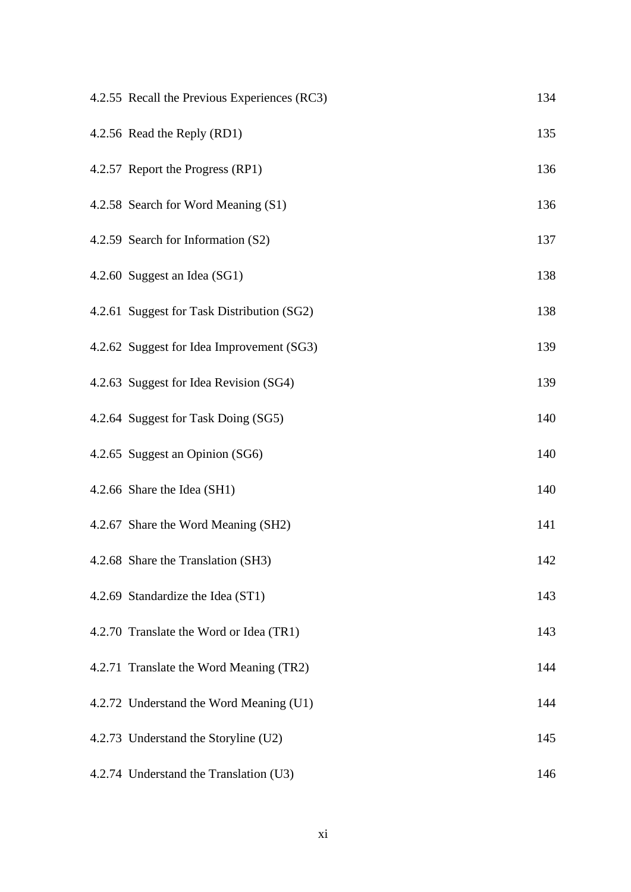4.2.55 Recall the Previous Experiences (RC3) 134

4.2.56 Read the Reply (RD1) 135

4.2.57 Report the Progress (RP1) 136

4.2.58 Search for Word Meaning (S1) 136

4.2.59 Search for Information (S2) 137

4.2.60 Suggest an Idea (SG1) 138

4.2.61 Suggest for Task Distribution (SG2) 138

4.2.62 Suggest for Idea Improvement (SG3) 139

4.2.63 Suggest for Idea Revision (SG4) 139

4.2.64 Suggest for Task Doing (SG5) 140

4.2.65 Suggest an Opinion (SG6) 140

4.2.66 Share the Idea (SH1) 140

4.2.67 Share the Word Meaning (SH2) 141

4.2.68 Share the Translation (SH3) 142

4.2.69 Standardize the Idea (ST1) 143

4.2.70 Translate the Word or Idea (TR1) 143

4.2.71 Translate the Word Meaning (TR2) 144

4.2.72 Understand the Word Meaning (U1) 144

4.2.73 Understand the Storyline (U2) 145

4.2.74 Understand the Translation (U3) 146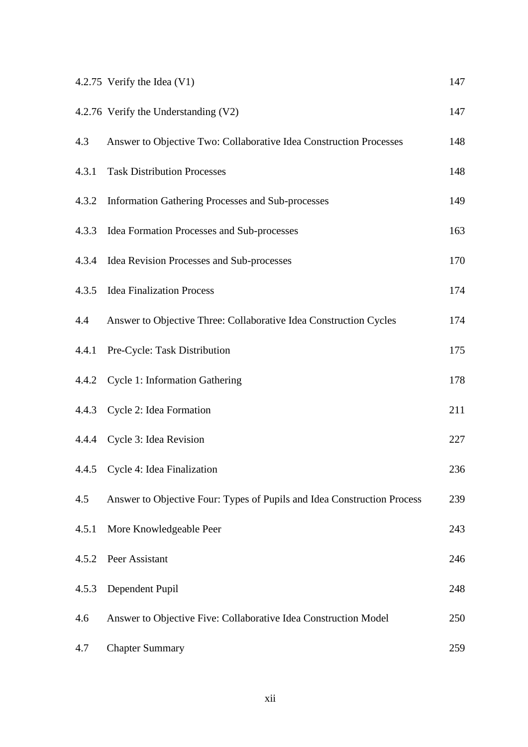| | | |
|---|---|---|
| 4.2.75 | Verify the Idea (V1) | 147 |
| 4.2.76 | Verify the Understanding (V2) | 147 |
| 4.3 | Answer to Objective Two: Collaborative Idea Construction Processes | 148 |
| 4.3.1 | Task Distribution Processes | 148 |
| 4.3.2 | Information Gathering Processes and Sub-processes | 149 |
| 4.3.3 | Idea Formation Processes and Sub-processes | 163 |
| 4.3.4 | Idea Revision Processes and Sub-processes | 170 |
| 4.3.5 | Idea Finalization Process | 174 |
| 4.4 | Answer to Objective Three: Collaborative Idea Construction Cycles | 174 |
| 4.4.1 | Pre-Cycle: Task Distribution | 175 |
| 4.4.2 | Cycle 1: Information Gathering | 178 |
| 4.4.3 | Cycle 2: Idea Formation | 211 |
| 4.4.4 | Cycle 3: Idea Revision | 227 |
| 4.4.5 | Cycle 4: Idea Finalization | 236 |
| 4.5 | Answer to Objective Four: Types of Pupils and Idea Construction Process | 239 |
| 4.5.1 | More Knowledgeable Peer | 243 |
| 4.5.2 | Peer Assistant | 246 |
| 4.5.3 | Dependent Pupil | 248 |
| 4.6 | Answer to Objective Five: Collaborative Idea Construction Model | 250 |
| 4.7 | Chapter Summary | 259 |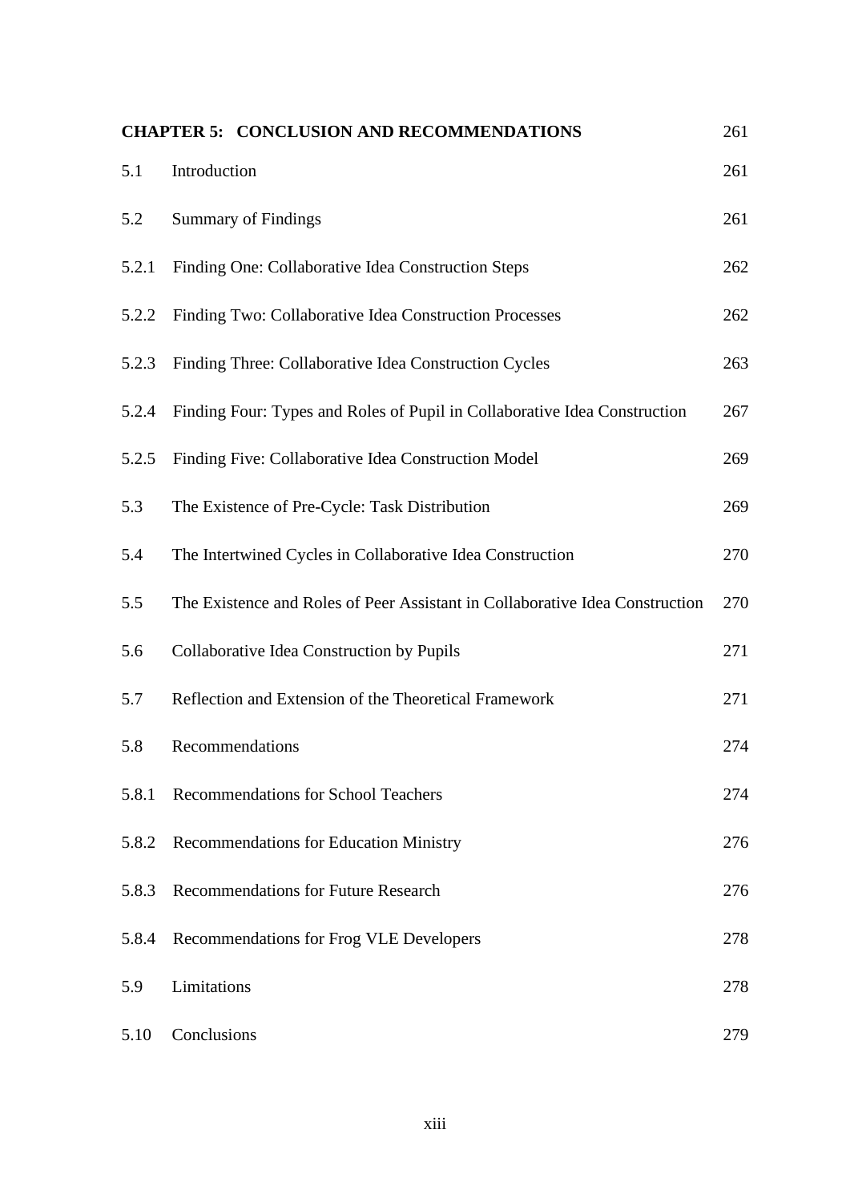| **CHAPTER 5: CONCLUSION AND RECOMMENDATIONS** | | 261 |
|---|---|---|
| 5.1 | Introduction | 261 |
| 5.2 | Summary of Findings | 261 |
| 5.2.1 | Finding One: Collaborative Idea Construction Steps | 262 |
| 5.2.2 | Finding Two: Collaborative Idea Construction Processes | 262 |
| 5.2.3 | Finding Three: Collaborative Idea Construction Cycles | 263 |
| 5.2.4 | Finding Four: Types and Roles of Pupil in Collaborative Idea Construction | 267 |
| 5.2.5 | Finding Five: Collaborative Idea Construction Model | 269 |
| 5.3 | The Existence of Pre-Cycle: Task Distribution | 269 |
| 5.4 | The Intertwined Cycles in Collaborative Idea Construction | 270 |
| 5.5 | The Existence and Roles of Peer Assistant in Collaborative Idea Construction | 270 |
| 5.6 | Collaborative Idea Construction by Pupils | 271 |
| 5.7 | Reflection and Extension of the Theoretical Framework | 271 |
| 5.8 | Recommendations | 274 |
| 5.8.1 | Recommendations for School Teachers | 274 |
| 5.8.2 | Recommendations for Education Ministry | 276 |
| 5.8.3 | Recommendations for Future Research | 276 |
| 5.8.4 | Recommendations for Frog VLE Developers | 278 |
| 5.9 | Limitations | 278 |
| 5.10 | Conclusions | 279 |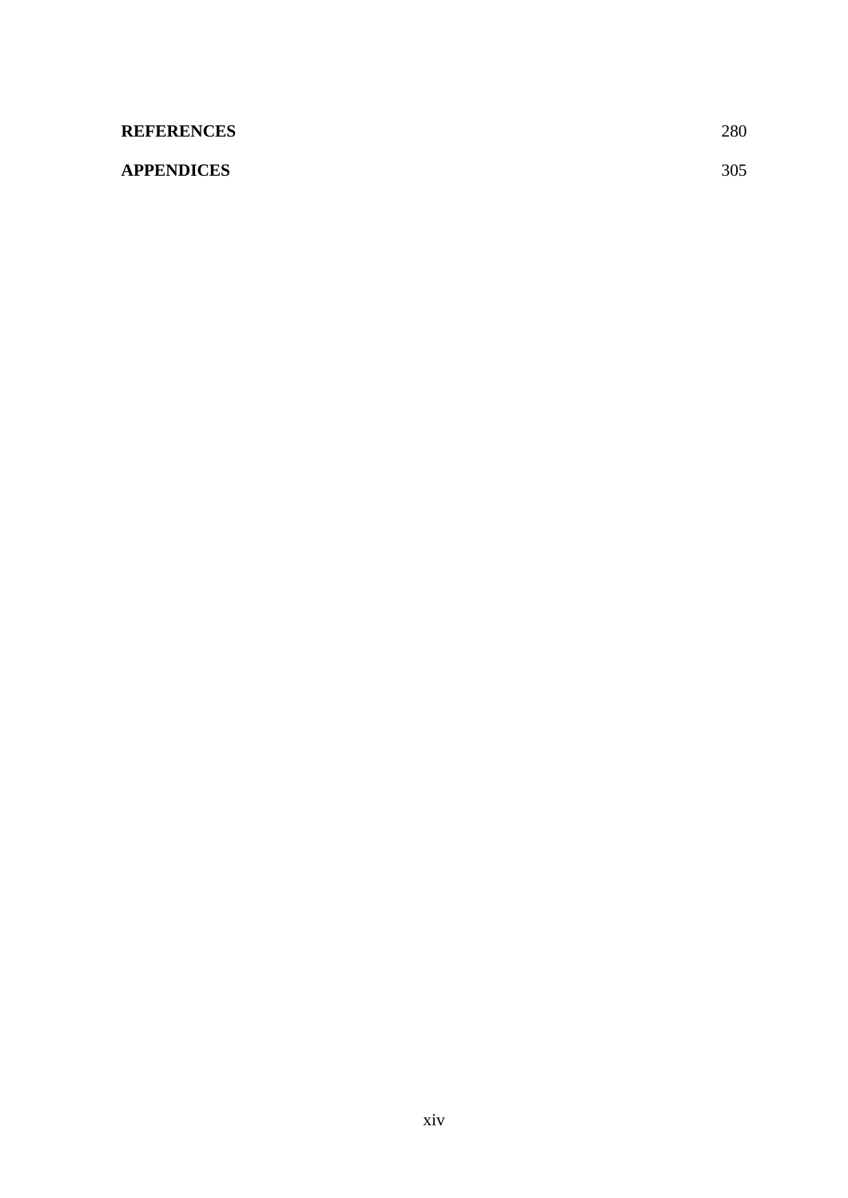**REFERENCES** 280

**APPENDICES** 305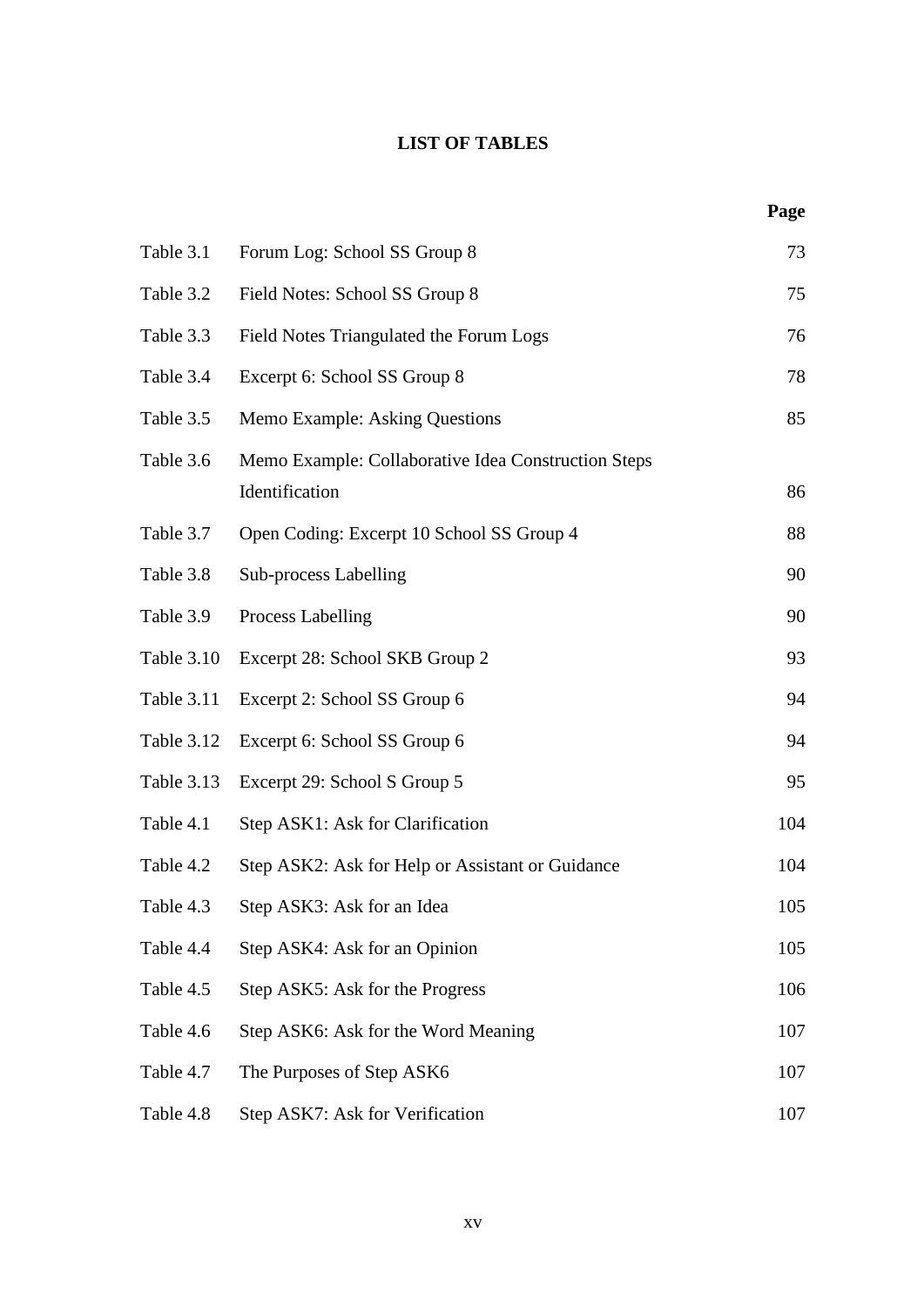# LIST OF TABLES

| | | Page |
|---|---|---|
| Table 3.1 | Forum Log: School SS Group 8 | 73 |
| Table 3.2 | Field Notes: School SS Group 8 | 75 |
| Table 3.3 | Field Notes Triangulated the Forum Logs | 76 |
| Table 3.4 | Excerpt 6: School SS Group 8 | 78 |
| Table 3.5 | Memo Example: Asking Questions | 85 |
| Table 3.6 | Memo Example: Collaborative Idea Construction Steps Identification | 86 |
| Table 3.7 | Open Coding: Excerpt 10 School SS Group 4 | 88 |
| Table 3.8 | Sub-process Labelling | 90 |
| Table 3.9 | Process Labelling | 90 |
| Table 3.10 | Excerpt 28: School SKB Group 2 | 93 |
| Table 3.11 | Excerpt 2: School SS Group 6 | 94 |
| Table 3.12 | Excerpt 6: School SS Group 6 | 94 |
| Table 3.13 | Excerpt 29: School S Group 5 | 95 |
| Table 4.1 | Step ASK1: Ask for Clarification | 104 |
| Table 4.2 | Step ASK2: Ask for Help or Assistant or Guidance | 104 |
| Table 4.3 | Step ASK3: Ask for an Idea | 105 |
| Table 4.4 | Step ASK4: Ask for an Opinion | 105 |
| Table 4.5 | Step ASK5: Ask for the Progress | 106 |
| Table 4.6 | Step ASK6: Ask for the Word Meaning | 107 |
| Table 4.7 | The Purposes of Step ASK6 | 107 |
| Table 4.8 | Step ASK7: Ask for Verification | 107 |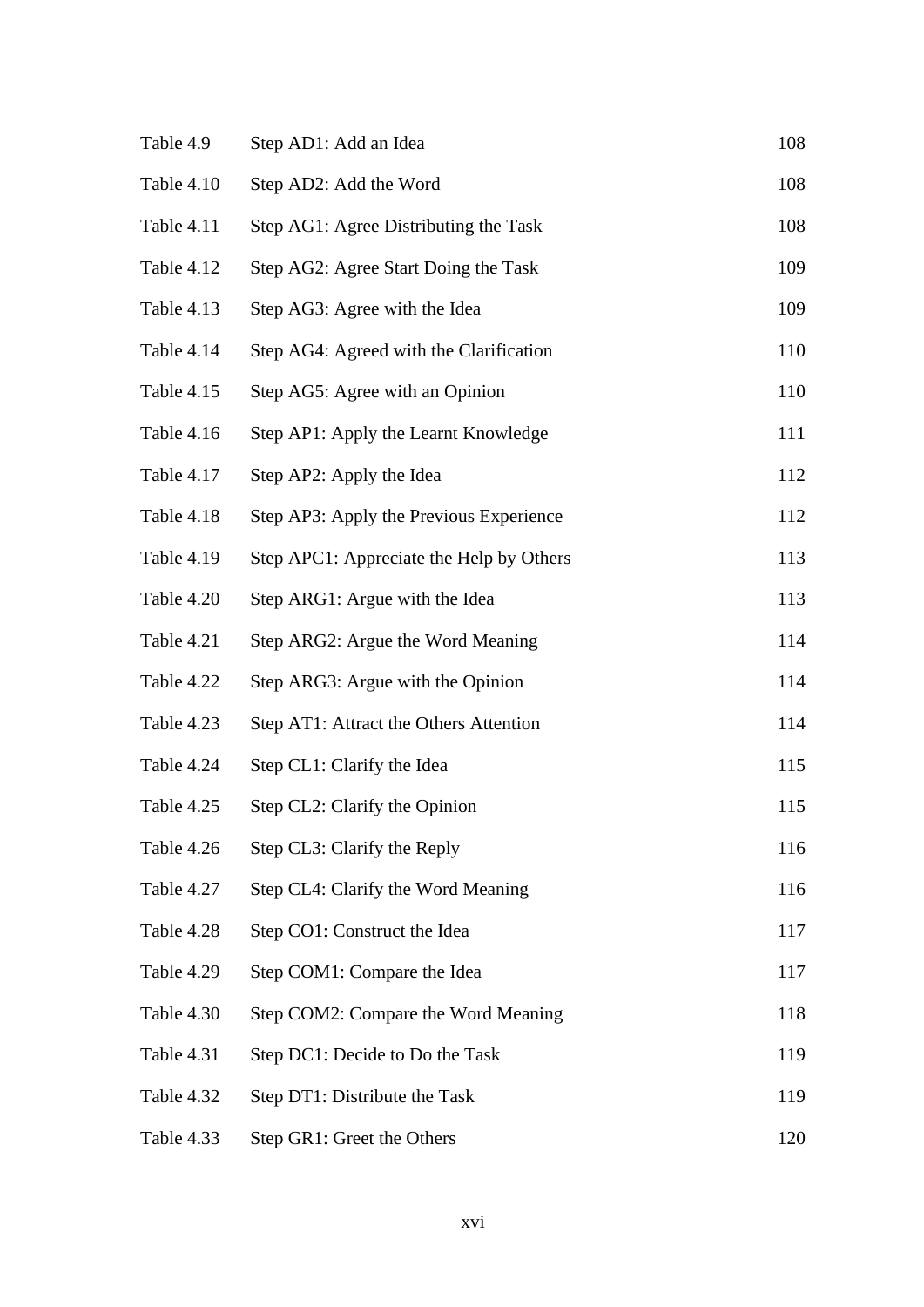| | | |
|---|---|---|
| Table 4.9 | Step AD1: Add an Idea | 108 |
| Table 4.10 | Step AD2: Add the Word | 108 |
| Table 4.11 | Step AG1: Agree Distributing the Task | 108 |
| Table 4.12 | Step AG2: Agree Start Doing the Task | 109 |
| Table 4.13 | Step AG3: Agree with the Idea | 109 |
| Table 4.14 | Step AG4: Agreed with the Clarification | 110 |
| Table 4.15 | Step AG5: Agree with an Opinion | 110 |
| Table 4.16 | Step AP1: Apply the Learnt Knowledge | 111 |
| Table 4.17 | Step AP2: Apply the Idea | 112 |
| Table 4.18 | Step AP3: Apply the Previous Experience | 112 |
| Table 4.19 | Step APC1: Appreciate the Help by Others | 113 |
| Table 4.20 | Step ARG1: Argue with the Idea | 113 |
| Table 4.21 | Step ARG2: Argue the Word Meaning | 114 |
| Table 4.22 | Step ARG3: Argue with the Opinion | 114 |
| Table 4.23 | Step AT1: Attract the Others Attention | 114 |
| Table 4.24 | Step CL1: Clarify the Idea | 115 |
| Table 4.25 | Step CL2: Clarify the Opinion | 115 |
| Table 4.26 | Step CL3: Clarify the Reply | 116 |
| Table 4.27 | Step CL4: Clarify the Word Meaning | 116 |
| Table 4.28 | Step CO1: Construct the Idea | 117 |
| Table 4.29 | Step COM1: Compare the Idea | 117 |
| Table 4.30 | Step COM2: Compare the Word Meaning | 118 |
| Table 4.31 | Step DC1: Decide to Do the Task | 119 |
| Table 4.32 | Step DT1: Distribute the Task | 119 |
| Table 4.33 | Step GR1: Greet the Others | 120 |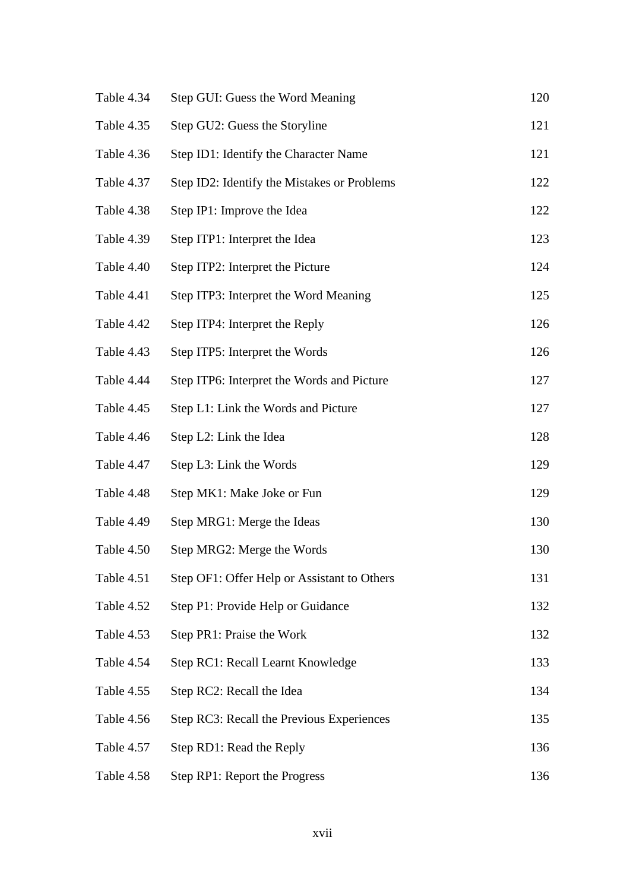| | | |
|---|---|---|
| Table 4.34 | Step GUI: Guess the Word Meaning | 120 |
| Table 4.35 | Step GU2: Guess the Storyline | 121 |
| Table 4.36 | Step ID1: Identify the Character Name | 121 |
| Table 4.37 | Step ID2: Identify the Mistakes or Problems | 122 |
| Table 4.38 | Step IP1: Improve the Idea | 122 |
| Table 4.39 | Step ITP1: Interpret the Idea | 123 |
| Table 4.40 | Step ITP2: Interpret the Picture | 124 |
| Table 4.41 | Step ITP3: Interpret the Word Meaning | 125 |
| Table 4.42 | Step ITP4: Interpret the Reply | 126 |
| Table 4.43 | Step ITP5: Interpret the Words | 126 |
| Table 4.44 | Step ITP6: Interpret the Words and Picture | 127 |
| Table 4.45 | Step L1: Link the Words and Picture | 127 |
| Table 4.46 | Step L2: Link the Idea | 128 |
| Table 4.47 | Step L3: Link the Words | 129 |
| Table 4.48 | Step MK1: Make Joke or Fun | 129 |
| Table 4.49 | Step MRG1: Merge the Ideas | 130 |
| Table 4.50 | Step MRG2: Merge the Words | 130 |
| Table 4.51 | Step OF1: Offer Help or Assistant to Others | 131 |
| Table 4.52 | Step P1: Provide Help or Guidance | 132 |
| Table 4.53 | Step PR1: Praise the Work | 132 |
| Table 4.54 | Step RC1: Recall Learnt Knowledge | 133 |
| Table 4.55 | Step RC2: Recall the Idea | 134 |
| Table 4.56 | Step RC3: Recall the Previous Experiences | 135 |
| Table 4.57 | Step RD1: Read the Reply | 136 |
| Table 4.58 | Step RP1: Report the Progress | 136 |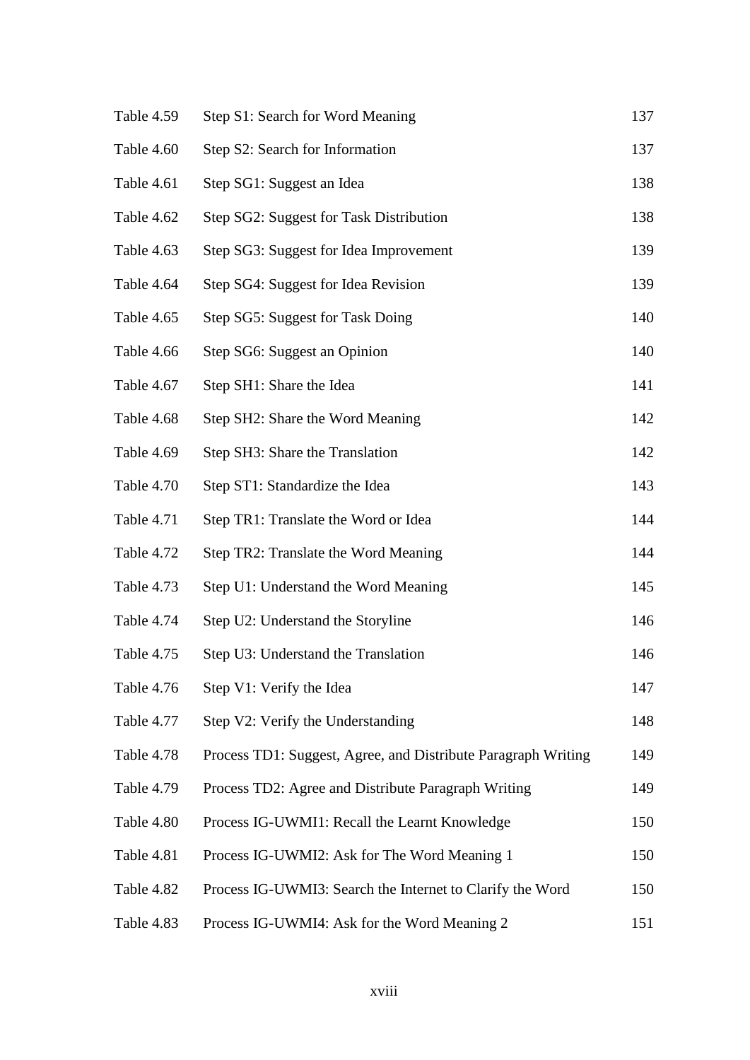| | | |
|---|---|---|
| Table 4.59 | Step S1: Search for Word Meaning | 137 |
| Table 4.60 | Step S2: Search for Information | 137 |
| Table 4.61 | Step SG1: Suggest an Idea | 138 |
| Table 4.62 | Step SG2: Suggest for Task Distribution | 138 |
| Table 4.63 | Step SG3: Suggest for Idea Improvement | 139 |
| Table 4.64 | Step SG4: Suggest for Idea Revision | 139 |
| Table 4.65 | Step SG5: Suggest for Task Doing | 140 |
| Table 4.66 | Step SG6: Suggest an Opinion | 140 |
| Table 4.67 | Step SH1: Share the Idea | 141 |
| Table 4.68 | Step SH2: Share the Word Meaning | 142 |
| Table 4.69 | Step SH3: Share the Translation | 142 |
| Table 4.70 | Step ST1: Standardize the Idea | 143 |
| Table 4.71 | Step TR1: Translate the Word or Idea | 144 |
| Table 4.72 | Step TR2: Translate the Word Meaning | 144 |
| Table 4.73 | Step U1: Understand the Word Meaning | 145 |
| Table 4.74 | Step U2: Understand the Storyline | 146 |
| Table 4.75 | Step U3: Understand the Translation | 146 |
| Table 4.76 | Step V1: Verify the Idea | 147 |
| Table 4.77 | Step V2: Verify the Understanding | 148 |
| Table 4.78 | Process TD1: Suggest, Agree, and Distribute Paragraph Writing | 149 |
| Table 4.79 | Process TD2: Agree and Distribute Paragraph Writing | 149 |
| Table 4.80 | Process IG-UWMI1: Recall the Learnt Knowledge | 150 |
| Table 4.81 | Process IG-UWMI2: Ask for The Word Meaning 1 | 150 |
| Table 4.82 | Process IG-UWMI3: Search the Internet to Clarify the Word | 150 |
| Table 4.83 | Process IG-UWMI4: Ask for the Word Meaning 2 | 151 |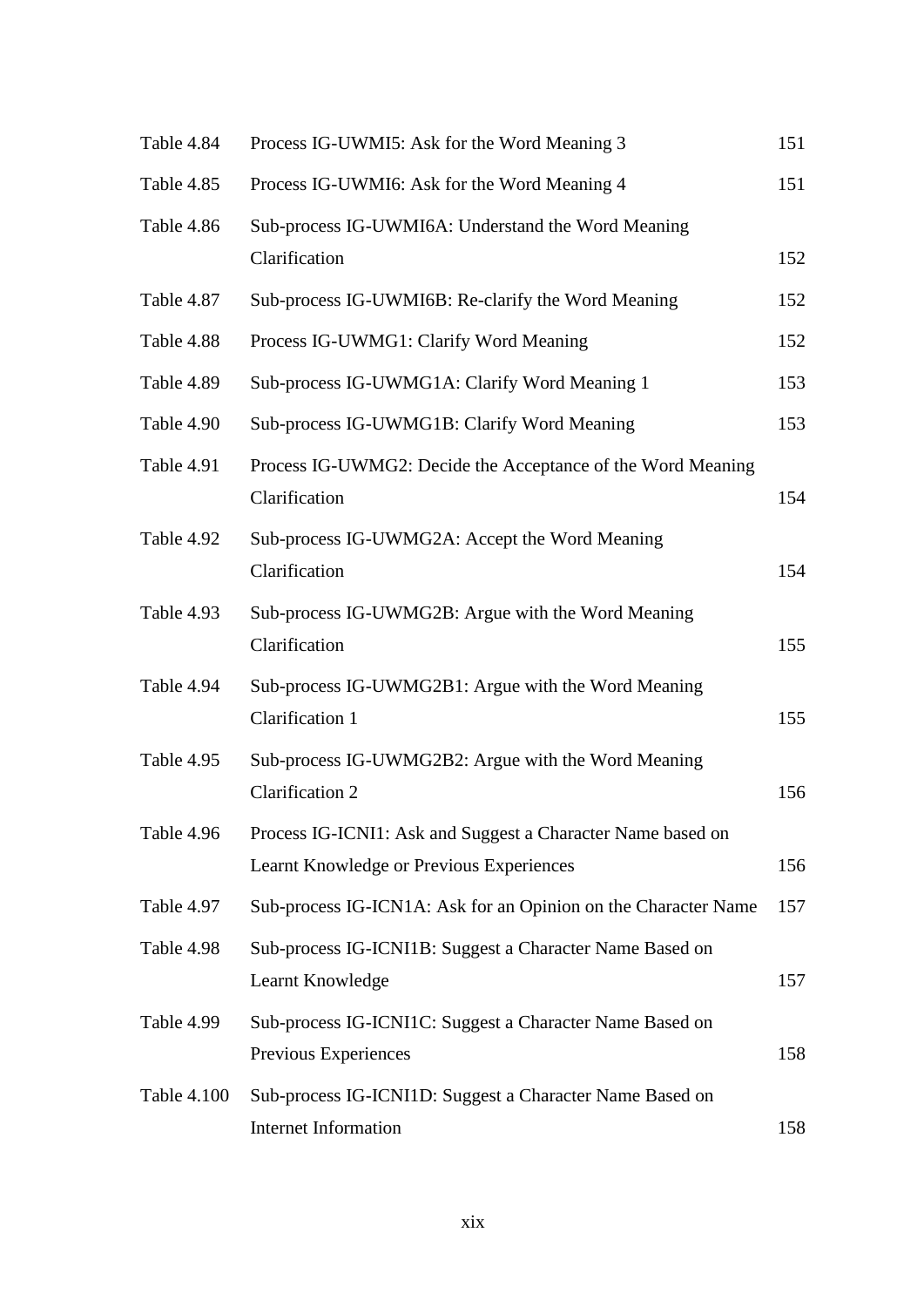| | | |
|---|---|---|
| Table 4.84 | Process IG-UWMI5: Ask for the Word Meaning 3 | 151 |
| Table 4.85 | Process IG-UWMI6: Ask for the Word Meaning 4 | 151 |
| Table 4.86 | Sub-process IG-UWMI6A: Understand the Word Meaning Clarification | 152 |
| Table 4.87 | Sub-process IG-UWMI6B: Re-clarify the Word Meaning | 152 |
| Table 4.88 | Process IG-UWMG1: Clarify Word Meaning | 152 |
| Table 4.89 | Sub-process IG-UWMG1A: Clarify Word Meaning 1 | 153 |
| Table 4.90 | Sub-process IG-UWMG1B: Clarify Word Meaning | 153 |
| Table 4.91 | Process IG-UWMG2: Decide the Acceptance of the Word Meaning Clarification | 154 |
| Table 4.92 | Sub-process IG-UWMG2A: Accept the Word Meaning Clarification | 154 |
| Table 4.93 | Sub-process IG-UWMG2B: Argue with the Word Meaning Clarification | 155 |
| Table 4.94 | Sub-process IG-UWMG2B1: Argue with the Word Meaning Clarification 1 | 155 |
| Table 4.95 | Sub-process IG-UWMG2B2: Argue with the Word Meaning Clarification 2 | 156 |
| Table 4.96 | Process IG-ICNI1: Ask and Suggest a Character Name based on Learnt Knowledge or Previous Experiences | 156 |
| Table 4.97 | Sub-process IG-ICN1A: Ask for an Opinion on the Character Name | 157 |
| Table 4.98 | Sub-process IG-ICNI1B: Suggest a Character Name Based on Learnt Knowledge | 157 |
| Table 4.99 | Sub-process IG-ICNI1C: Suggest a Character Name Based on Previous Experiences | 158 |
| Table 4.100 | Sub-process IG-ICNI1D: Suggest a Character Name Based on Internet Information | 158 |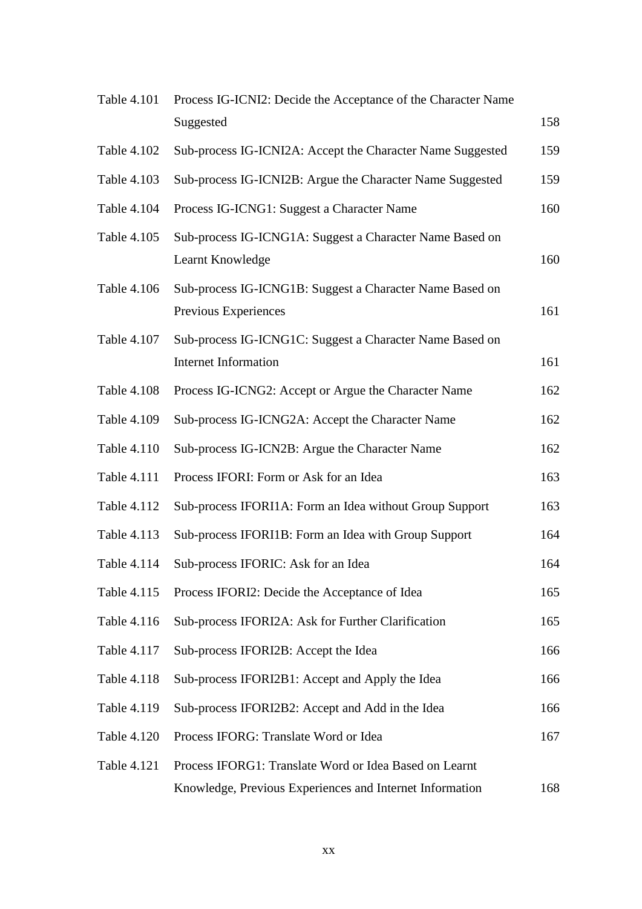| | | |
|---|---|---|
| Table 4.101 | Process IG-ICNI2: Decide the Acceptance of the Character Name Suggested | 158 |
| Table 4.102 | Sub-process IG-ICNI2A: Accept the Character Name Suggested | 159 |
| Table 4.103 | Sub-process IG-ICNI2B: Argue the Character Name Suggested | 159 |
| Table 4.104 | Process IG-ICNG1: Suggest a Character Name | 160 |
| Table 4.105 | Sub-process IG-ICNG1A: Suggest a Character Name Based on Learnt Knowledge | 160 |
| Table 4.106 | Sub-process IG-ICNG1B: Suggest a Character Name Based on Previous Experiences | 161 |
| Table 4.107 | Sub-process IG-ICNG1C: Suggest a Character Name Based on Internet Information | 161 |
| Table 4.108 | Process IG-ICNG2: Accept or Argue the Character Name | 162 |
| Table 4.109 | Sub-process IG-ICNG2A: Accept the Character Name | 162 |
| Table 4.110 | Sub-process IG-ICN2B: Argue the Character Name | 162 |
| Table 4.111 | Process IFORI: Form or Ask for an Idea | 163 |
| Table 4.112 | Sub-process IFORI1A: Form an Idea without Group Support | 163 |
| Table 4.113 | Sub-process IFORI1B: Form an Idea with Group Support | 164 |
| Table 4.114 | Sub-process IFORIC: Ask for an Idea | 164 |
| Table 4.115 | Process IFORI2: Decide the Acceptance of Idea | 165 |
| Table 4.116 | Sub-process IFORI2A: Ask for Further Clarification | 165 |
| Table 4.117 | Sub-process IFORI2B: Accept the Idea | 166 |
| Table 4.118 | Sub-process IFORI2B1: Accept and Apply the Idea | 166 |
| Table 4.119 | Sub-process IFORI2B2: Accept and Add in the Idea | 166 |
| Table 4.120 | Process IFORG: Translate Word or Idea | 167 |
| Table 4.121 | Process IFORG1: Translate Word or Idea Based on Learnt Knowledge, Previous Experiences and Internet Information | 168 |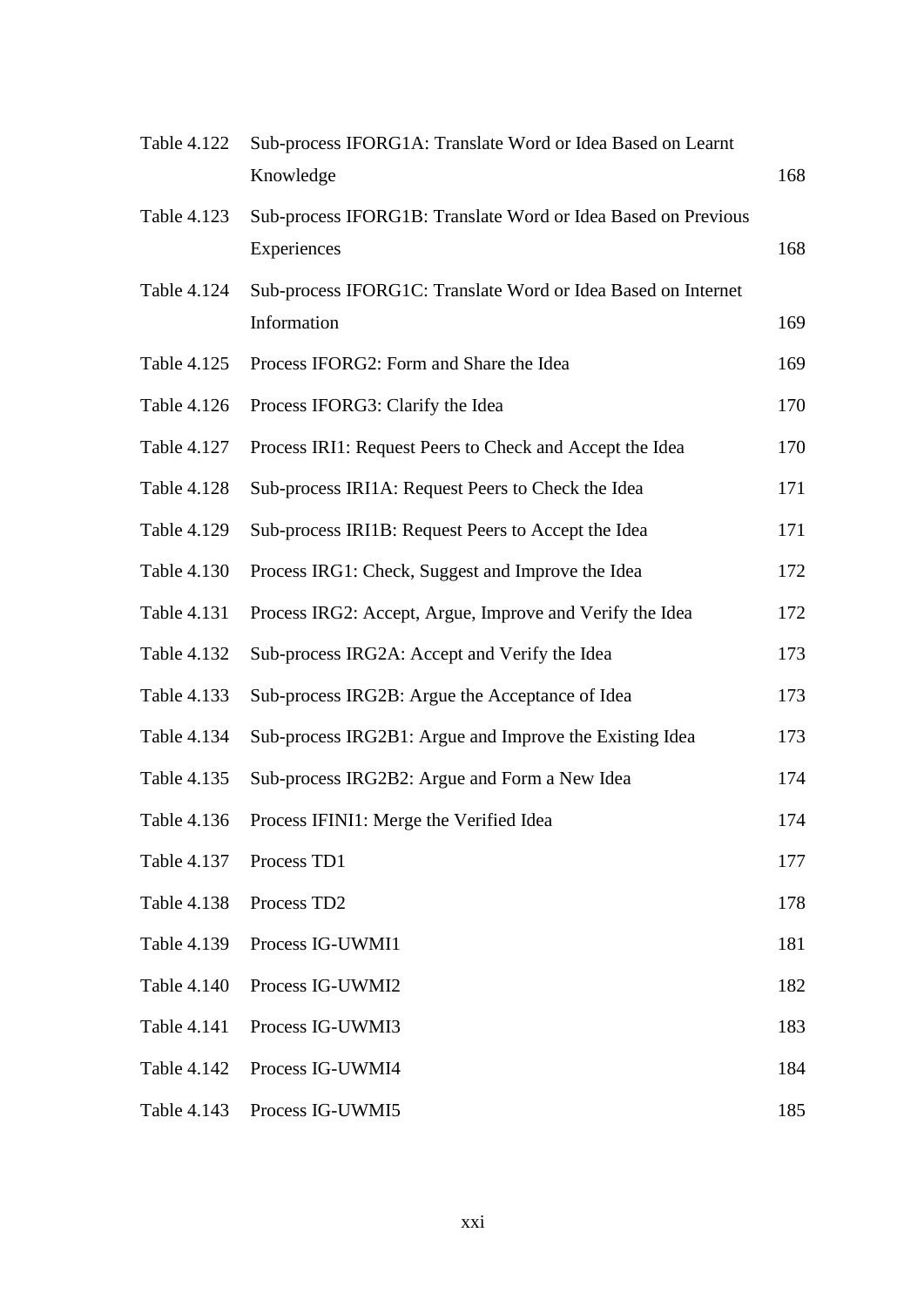| | | |
|---|---|---|
| Table 4.122 | Sub-process IFORG1A: Translate Word or Idea Based on Learnt Knowledge | 168 |
| Table 4.123 | Sub-process IFORG1B: Translate Word or Idea Based on Previous Experiences | 168 |
| Table 4.124 | Sub-process IFORG1C: Translate Word or Idea Based on Internet Information | 169 |
| Table 4.125 | Process IFORG2: Form and Share the Idea | 169 |
| Table 4.126 | Process IFORG3: Clarify the Idea | 170 |
| Table 4.127 | Process IRI1: Request Peers to Check and Accept the Idea | 170 |
| Table 4.128 | Sub-process IRI1A: Request Peers to Check the Idea | 171 |
| Table 4.129 | Sub-process IRI1B: Request Peers to Accept the Idea | 171 |
| Table 4.130 | Process IRG1: Check, Suggest and Improve the Idea | 172 |
| Table 4.131 | Process IRG2: Accept, Argue, Improve and Verify the Idea | 172 |
| Table 4.132 | Sub-process IRG2A: Accept and Verify the Idea | 173 |
| Table 4.133 | Sub-process IRG2B: Argue the Acceptance of Idea | 173 |
| Table 4.134 | Sub-process IRG2B1: Argue and Improve the Existing Idea | 173 |
| Table 4.135 | Sub-process IRG2B2: Argue and Form a New Idea | 174 |
| Table 4.136 | Process IFINI1: Merge the Verified Idea | 174 |
| Table 4.137 | Process TD1 | 177 |
| Table 4.138 | Process TD2 | 178 |
| Table 4.139 | Process IG-UWMI1 | 181 |
| Table 4.140 | Process IG-UWMI2 | 182 |
| Table 4.141 | Process IG-UWMI3 | 183 |
| Table 4.142 | Process IG-UWMI4 | 184 |
| Table 4.143 | Process IG-UWMI5 | 185 |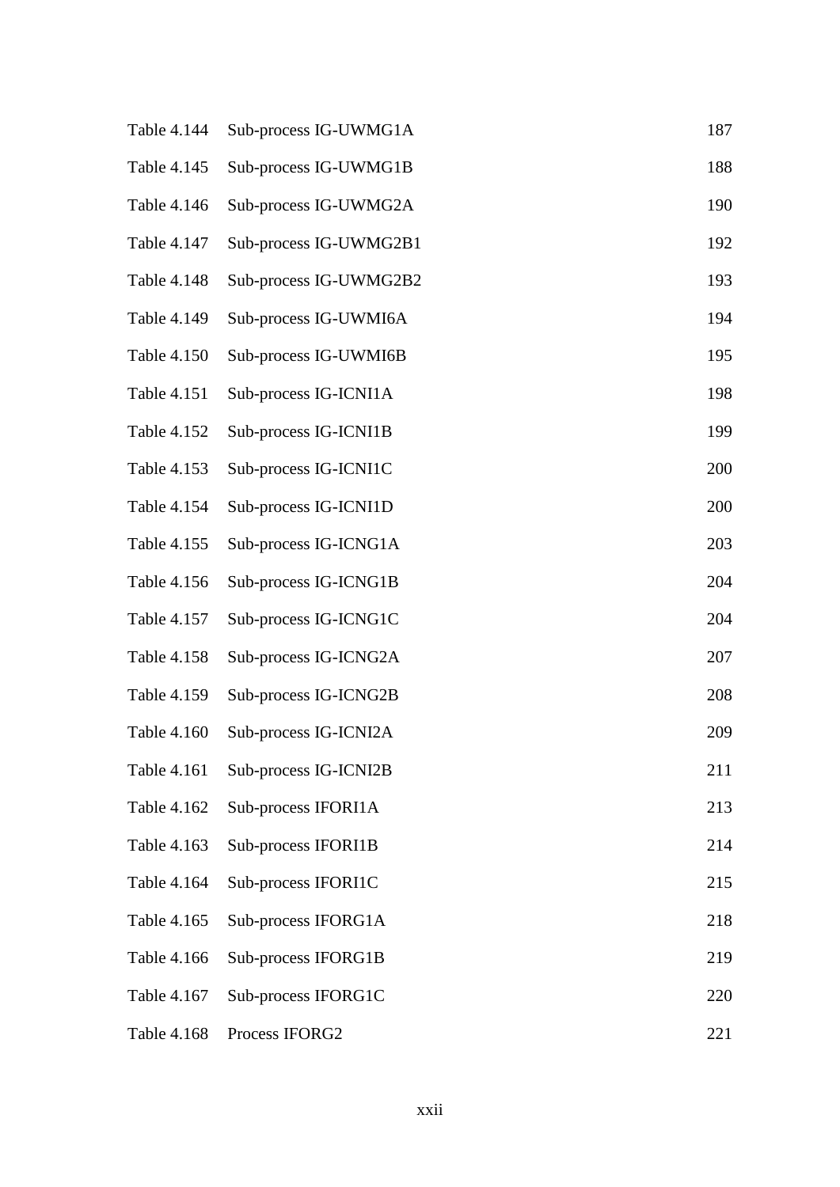| | | |
|---|---|---|
| Table 4.144 | Sub-process IG-UWMG1A | 187 |
| Table 4.145 | Sub-process IG-UWMG1B | 188 |
| Table 4.146 | Sub-process IG-UWMG2A | 190 |
| Table 4.147 | Sub-process IG-UWMG2B1 | 192 |
| Table 4.148 | Sub-process IG-UWMG2B2 | 193 |
| Table 4.149 | Sub-process IG-UWMI6A | 194 |
| Table 4.150 | Sub-process IG-UWMI6B | 195 |
| Table 4.151 | Sub-process IG-ICNI1A | 198 |
| Table 4.152 | Sub-process IG-ICNI1B | 199 |
| Table 4.153 | Sub-process IG-ICNI1C | 200 |
| Table 4.154 | Sub-process IG-ICNI1D | 200 |
| Table 4.155 | Sub-process IG-ICNG1A | 203 |
| Table 4.156 | Sub-process IG-ICNG1B | 204 |
| Table 4.157 | Sub-process IG-ICNG1C | 204 |
| Table 4.158 | Sub-process IG-ICNG2A | 207 |
| Table 4.159 | Sub-process IG-ICNG2B | 208 |
| Table 4.160 | Sub-process IG-ICNI2A | 209 |
| Table 4.161 | Sub-process IG-ICNI2B | 211 |
| Table 4.162 | Sub-process IFORI1A | 213 |
| Table 4.163 | Sub-process IFORI1B | 214 |
| Table 4.164 | Sub-process IFORI1C | 215 |
| Table 4.165 | Sub-process IFORG1A | 218 |
| Table 4.166 | Sub-process IFORG1B | 219 |
| Table 4.167 | Sub-process IFORG1C | 220 |
| Table 4.168 | Process IFORG2 | 221 |